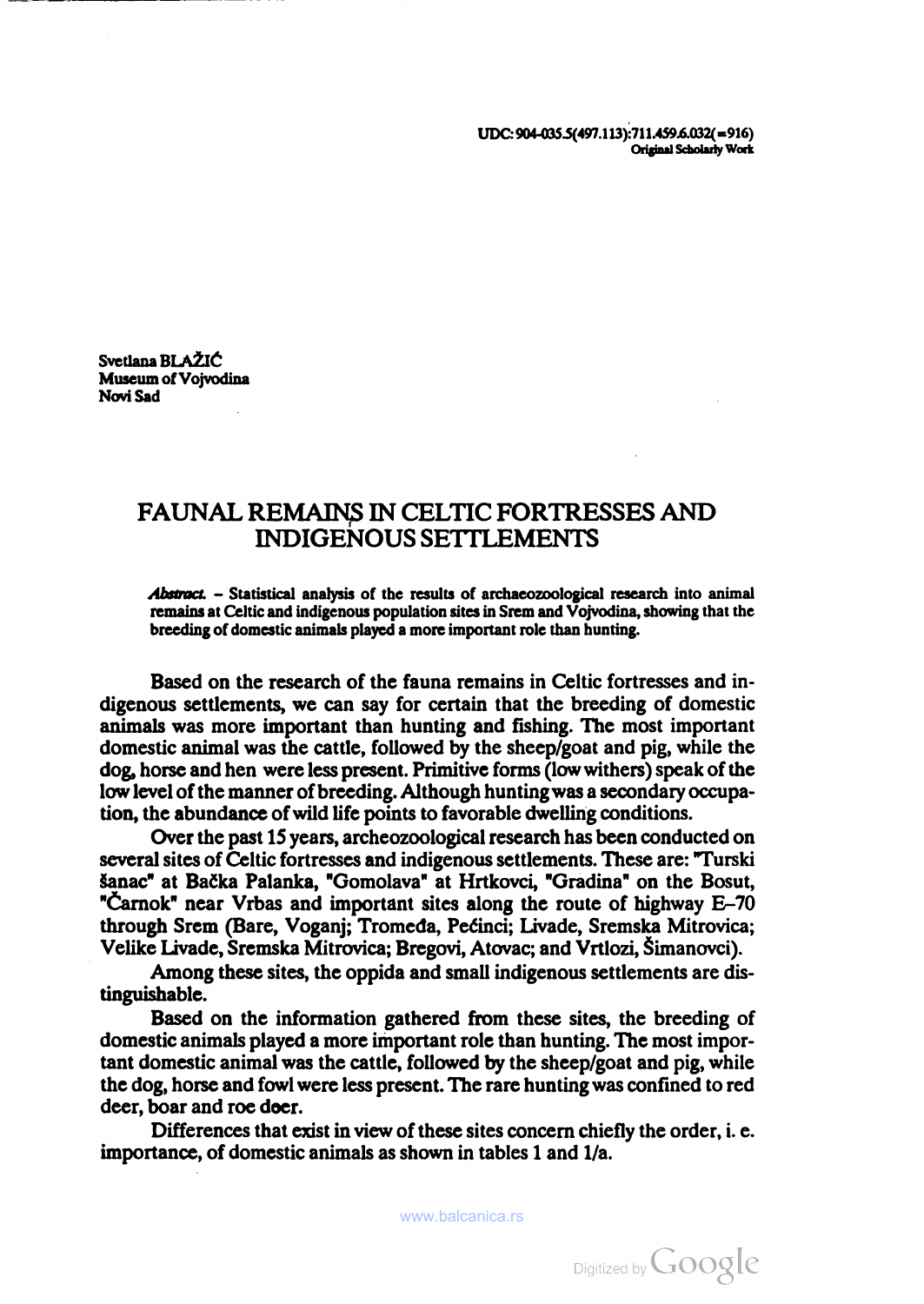UDC: 904-035.5(497.113):711.459.6.032(=916)
**Original Scholarly Work**

**Svetlana BLAŽIĆ**
**Museum of Vojvodina**
**Novi Sad**

# FAUNAL REMAINS IN CELTIC FORTRESSES AND INDIGENOUS SETTLEMENTS

***Abstract.*** **– Statistical analysis of the results of archaeozoological research into animal remains at Celtic and indigenous population sites in Srem and Vojvodina, showing that the breeding of domestic animals played a more important role than hunting.**

Based on the research of the fauna remains in Celtic fortresses and indigenous settlements, we can say for certain that the breeding of domestic animals was more important than hunting and fishing. The most important domestic animal was the cattle, followed by the sheep/goat and pig, while the dog, horse and hen were less present. Primitive forms (low withers) speak of the low level of the manner of breeding. Although hunting was a secondary occupation, the abundance of wild life points to favorable dwelling conditions.

Over the past 15 years, archeozoological research has been conducted on several sites of Celtic fortresses and indigenous settlements. These are: "Turski šanac" at Bačka Palanka, "Gomolava" at Hrtkovci, "Gradina" on the Bosut, "Čarnok" near Vrbas and important sites along the route of highway E–70 through Srem (Bare, Voganj; Tromeđa, Pećinci; Livade, Sremska Mitrovica; Velike Livade, Sremska Mitrovica; Bregovi, Atovac; and Vrtlozi, Šimanovci).

Among these sites, the oppida and small indigenous settlements are distinguishable.

Based on the information gathered from these sites, the breeding of domestic animals played a more important role than hunting. The most important domestic animal was the cattle, followed by the sheep/goat and pig, while the dog, horse and fowl were less present. The rare hunting was confined to red deer, boar and roe deer.

Differences that exist in view of these sites concern chiefly the order, i. e. importance, of domestic animals as shown in tables 1 and 1/a.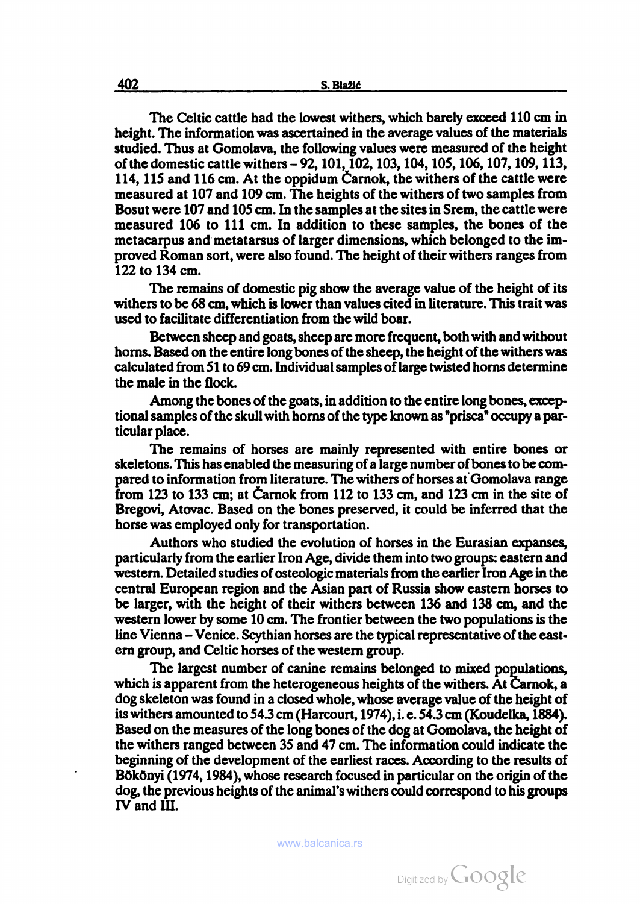The Celtic cattle had the lowest withers, which barely exceed 110 cm in height. The information was ascertained in the average values of the materials studied. Thus at Gomolava, the following values were measured of the height of the domestic cattle withers – 92, 101, 102, 103, 104, 105, 106, 107, 109, 113, 114, 115 and 116 cm. At the oppidum Čarnok, the withers of the cattle were measured at 107 and 109 cm. The heights of the withers of two samples from Bosut were 107 and 105 cm. In the samples at the sites in Srem, the cattle were measured 106 to 111 cm. In addition to these samples, the bones of the metacarpus and metatarsus of larger dimensions, which belonged to the improved Roman sort, were also found. The height of their withers ranges from 122 to 134 cm.

The remains of domestic pig show the average value of the height of its withers to be 68 cm, which is lower than values cited in literature. This trait was used to facilitate differentiation from the wild boar.

Between sheep and goats, sheep are more frequent, both with and without horns. Based on the entire long bones of the sheep, the height of the withers was calculated from 51 to 69 cm. Individual samples of large twisted horns determine the male in the flock.

Among the bones of the goats, in addition to the entire long bones, exceptional samples of the skull with horns of the type known as "prisca" occupy a particular place.

The remains of horses are mainly represented with entire bones or skeletons. This has enabled the measuring of a large number of bones to be compared to information from literature. The withers of horses at Gomolava range from 123 to 133 cm; at Čarnok from 112 to 133 cm, and 123 cm in the site of Bregovi, Atovac. Based on the bones preserved, it could be inferred that the horse was employed only for transportation.

Authors who studied the evolution of horses in the Eurasian expanses, particularly from the earlier Iron Age, divide them into two groups: eastern and western. Detailed studies of osteologic materials from the earlier Iron Age in the central European region and the Asian part of Russia show eastern horses to be larger, with the height of their withers between 136 and 138 cm, and the western lower by some 10 cm. The frontier between the two populations is the line Vienna – Venice. Scythian horses are the typical representative of the eastern group, and Celtic horses of the western group.

The largest number of canine remains belonged to mixed populations, which is apparent from the heterogeneous heights of the withers. At Čarnok, a dog skeleton was found in a closed whole, whose average value of the height of its withers amounted to 54.3 cm (Harcourt, 1974), i. e. 54.3 cm (Koudelka, 1884). Based on the measures of the long bones of the dog at Gomolava, the height of the withers ranged between 35 and 47 cm. The information could indicate the beginning of the development of the earliest races. According to the results of Bökönyi (1974, 1984), whose research focused in particular on the origin of the dog, the previous heights of the animal's withers could correspond to his groups IV and III.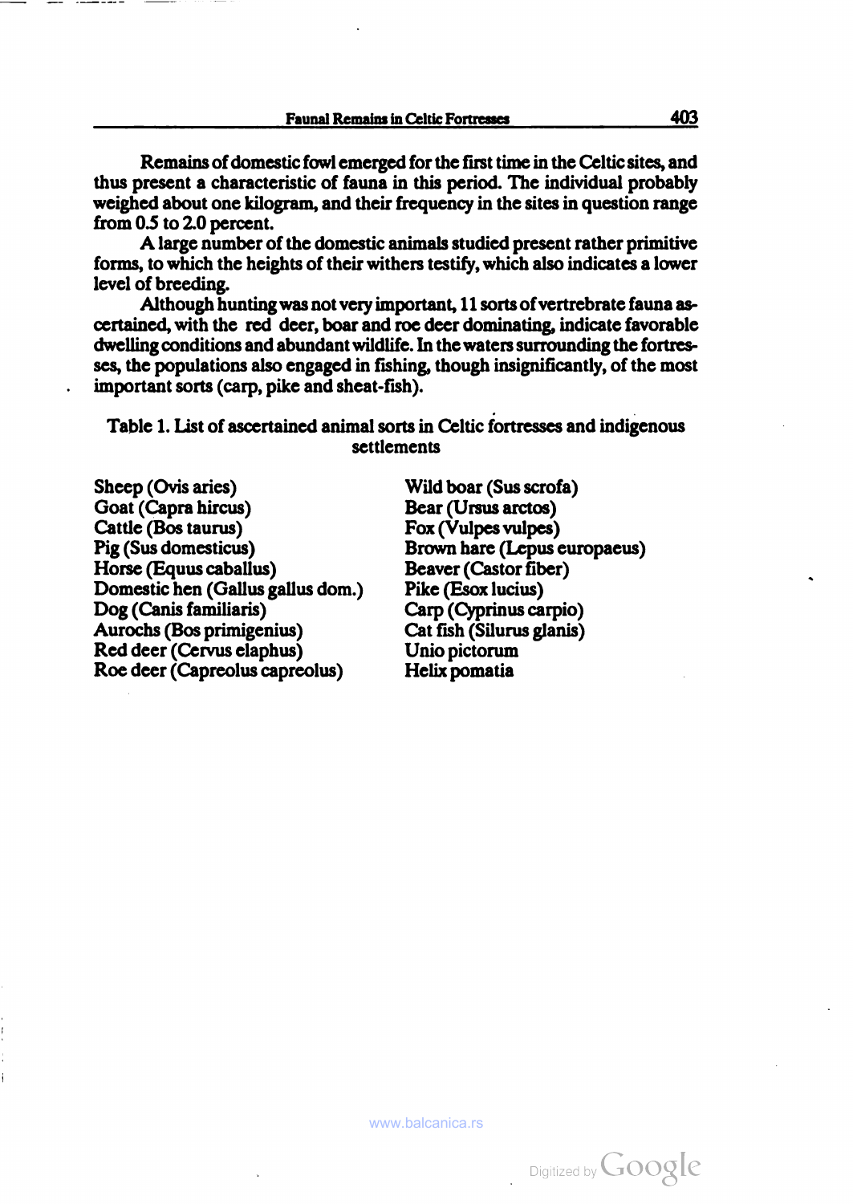Remains of domestic fowl emerged for the first time in the Celtic sites, and thus present a characteristic of fauna in this period. The individual probably weighed about one kilogram, and their frequency in the sites in question range from 0.5 to 2.0 percent.

A large number of the domestic animals studied present rather primitive forms, to which the heights of their withers testify, which also indicates a lower level of breeding.

Although hunting was not very important, 11 sorts of vertrebrate fauna ascertained, with the red deer, boar and roe deer dominating, indicate favorable dwelling conditions and abundant wildlife. In the waters surrounding the fortresses, the populations also engaged in fishing, though insignificantly, of the most important sorts (carp, pike and sheat-fish).

Table 1. List of ascertained animal sorts in Celtic fortresses and indigenous settlements

| | |
|---|---|
| Sheep (Ovis aries) | Wild boar (Sus scrofa) |
| Goat (Capra hircus) | Bear (Ursus arctos) |
| Cattle (Bos taurus) | Fox (Vulpes vulpes) |
| Pig (Sus domesticus) | Brown hare (Lepus europaeus) |
| Horse (Equus caballus) | Beaver (Castor fiber) |
| Domestic hen (Gallus gallus dom.) | Pike (Esox lucius) |
| Dog (Canis familiaris) | Carp (Cyprinus carpio) |
| Aurochs (Bos primigenius) | Cat fish (Silurus glanis) |
| Red deer (Cervus elaphus) | Unio pictorum |
| Roe deer (Capreolus capreolus) | Helix pomatia |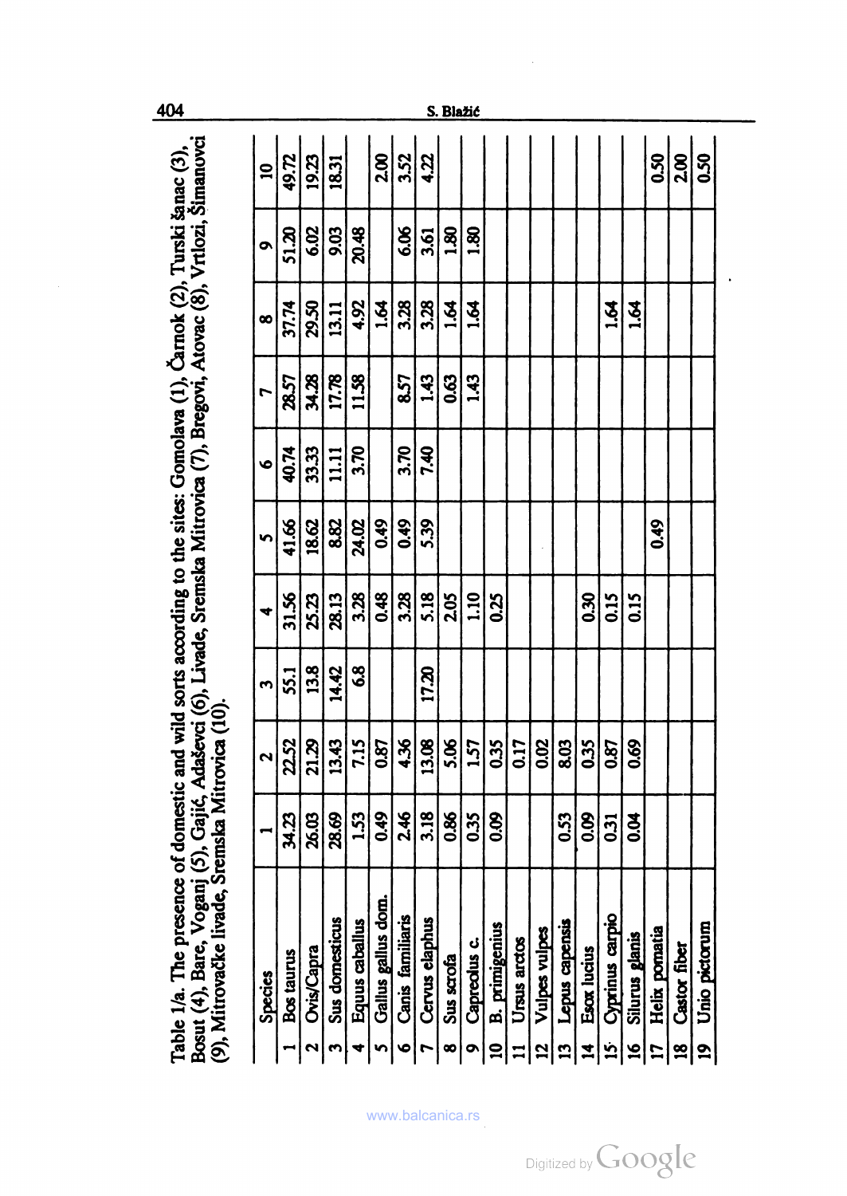Table 1/a. The presence of domestic and wild sorts according to the sites: Gomolava (1), Čarnok (2), Turski šanac (3), Bosut (4), Bare, Voganj (5), Gajić, Adaševci (6), Livade, Sremska Mitrovica (7), Bregovi, Atovac (8), Vrtlozi, Šimanovci (9), Mitrovačke livade, Sremska Mitrovica (10).

| | Species | 1 | 2 | 3 | 4 | 5 | 6 | 7 | 8 | 9 | 10 |
|---|---|---|---|---|---|---|---|---|---|---|---|
| 1 | Bos taurus | 34.23 | 22.52 | 55.1 | 31.56 | 41.66 | 40.74 | 28.57 | 37.74 | 51.20 | 49.72 |
| 2 | Ovis/Capra | 26.03 | 21.29 | 13.8 | 25.23 | 18.62 | 33.33 | 34.28 | 29.50 | 6.02 | 19.23 |
| 3 | Sus domesticus | 28.69 | 13.43 | 14.42 | 28.13 | 8.82 | 11.11 | 17.78 | 13.11 | 9.03 | 18.31 |
| 4 | Equus caballus | 1.53 | 7.15 | 6.8 | 3.28 | 24.02 | 3.70 | 11.58 | 4.92 | 20.48 | |
| 5 | Gallus gallus dom. | 0.49 | 0.87 | | 0.48 | 0.49 | | | 1.64 | | 2.00 |
| 6 | Canis familiaris | 2.46 | 4.36 | | 3.28 | 0.49 | 3.70 | 8.57 | 3.28 | 6.06 | 3.52 |
| 7 | Cervus elaphus | 3.18 | 13.08 | 17.20 | 5.18 | 5.39 | 7.40 | 1.43 | 3.28 | 3.61 | 4.22 |
| 8 | Sus scrofa | 0.86 | 5.06 | | 2.05 | | | 0.63 | 1.64 | 1.80 | |
| 9 | Capreolus c. | 0.35 | 1.57 | | 1.10 | | | 1.43 | 1.64 | 1.80 | |
| 10 | B. primigenius | 0.09 | 0.35 | | 0.25 | | | | | | |
| 11 | Ursus arctos | | 0.17 | | | | | | | | |
| 12 | Vulpes vulpes | | 0.02 | | | | | | | | |
| 13 | Lepus capensis | 0.53 | 8.03 | | | | | | | | |
| 14 | Esox lucius | 0.09 | 0.35 | | 0.30 | | | | | | |
| 15 | Cyprinus carpio | 0.31 | 0.87 | | 0.15 | | | | 1.64 | | |
| 16 | Silurus glanis | 0.04 | 0.69 | | 0.15 | | | | 1.64 | | |
| 17 | Helix pomatia | | | | | 0.49 | | | | | 0.50 |
| 18 | Castor fiber | | | | | | | | | | 2.00 |
| 19 | Unio pictorum | | | | | | | | | | 0.50 |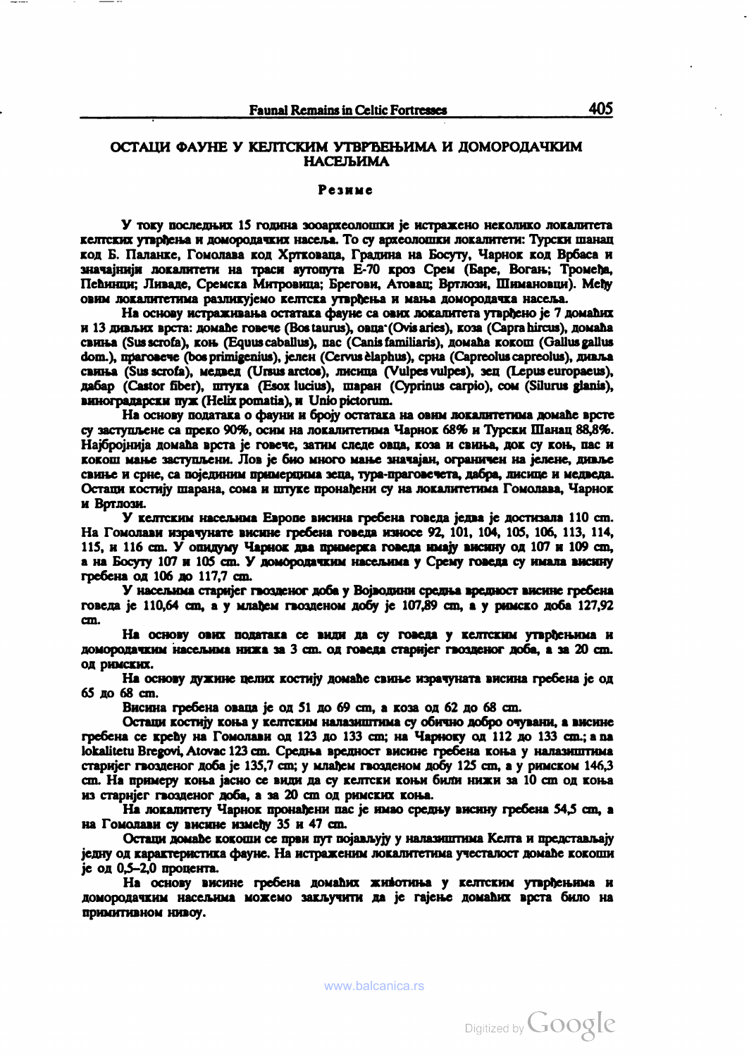# ОСТАЦИ ФАУНЕ У КЕЛТСКИМ УТВРЂЕЊИМА И ДОМОРОДАЧКИМ НАСЕЉИМА

## Резиме

У току последњих 15 година зооархеолошки је истражено неколико локалитета келтских утврђења и домородачких насеља. То су археолошки локалитети: Турски шанац код Б. Паланке, Гомолава код Хртковаца, Градина на Босуту, Чарнок код Врбаса и значајнији локалитети на траси аутопута Е-70 кроз Срем (Баре, Вогањ; Тромеђа, Пећинци; Ливаде, Сремска Митровица; Брегови, Атовац; Вртлози, Шимановци). Међу овим локалитетима разликујемо келтска утврђења и мања домородачка насеља.

На основу истраживања остатака фауне са ових локалитета утврђено је 7 домаћих и 13 дивљих врста: домаће говече (Bos taurus), овца (Ovis aries), коза (Capra hircus), домаћа свиња (Sus scrofa), коњ (Equus caballus), пас (Canis familiaris), домаћа кокош (Gallus gallus dom.), праговече (bos primigenius), јелен (Cervus èlaphus), срна (Capreolus capreolus), дивља свиња (Sus scrofa), медвед (Ursus arctos), лисица (Vulpes vulpes), зец (Lepus europaeus), дабар (Castor fiber), штука (Esox lucius), шаран (Cyprinus carpio), сом (Silurus glanis), виноградарски пуж (Helix pomatia), и Unio pictorum.

На основу података о фауни и броју остатака на овим локалитетима домаће врсте су заступљене са преко 90%, осим на локалитетима Чарнок 68% и Турски Шанац 88,8%. Најбројнија домаћа врста је говече, затим следе овца, коза и свиња, док су коњ, пас и кокош мање заступљени. Лов је био много мање значајан, ограничен на јелене, дивље свиње и срне, са појединим примерцима зеца, тура-праговечета, дабра, лисице и медведа. Остаци костију шарана, сома и штуке пронађени су на локалитетима Гомолава, Чарнок и Вртлози.

У келтским насељима Европе висина гребена говеда једва је достизала 110 cm. На Гомолави израчунате висине гребена говеда износе 92, 101, 104, 105, 106, 113, 114, 115, и 116 cm. У опидуму Чарнок два примерка говеда имају висину од 107 и 109 cm, а на Босуту 107 и 105 cm. У домородачким насељима у Срему говеда су имала висину гребена од 106 до 117,7 cm.

У насељима старијег гвозденог доба у Војводини средња вредност висине гребена говеда је 110,64 cm, а у млађем гвозденом добу је 107,89 cm, а у римско доба 127,92 cm.

На основу ових података се види да су говеда у келтским утврђењима и домородачким насељима ниже за 3 cm. од говеда старијег гвозденог доба, а за 20 cm. од римских.

На основу дужине целих костију домаће свиње израчуната висина гребена је од 65 до 68 cm.

Висина гребена оваца је од 51 до 69 cm, а коза од 62 до 68 cm.

Остаци костију коња у келтским налазиштима су обично добро очувани, а висине гребена се крећу на Гомолави од 123 до 133 cm; на Чарноку од 112 до 133 cm.; a na lokalitetu Bregovi, Atovac 123 cm. Средња вредност висине гребена коња у налазиштима старијег гвозденог доба је 135,7 cm; у млађем гвозденом добу 125 cm, а у римском 146,3 cm. На примеру коња јасно се види да су келтски коњи били нижи за 10 cm од коња из старијег гвозденог доба, а за 20 cm од римских коња.

На локалитету Чарнок пронађени пас је имао средњу висину гребена 54,5 cm, а на Гомолави су висине између 35 и 47 cm.

Остаци домаће кокоши се први пут појављују у налазиштима Келта и представљају једну од карактеристика фауне. На истраженим локалитетима учесталост домаће кокоши је од 0,5–2,0 процента.

На основу висине гребена домаћих животиња у келтским утврђењима и домородачким насељима можемо закључити да је гајење домаћих врста било на примитивном нивоу.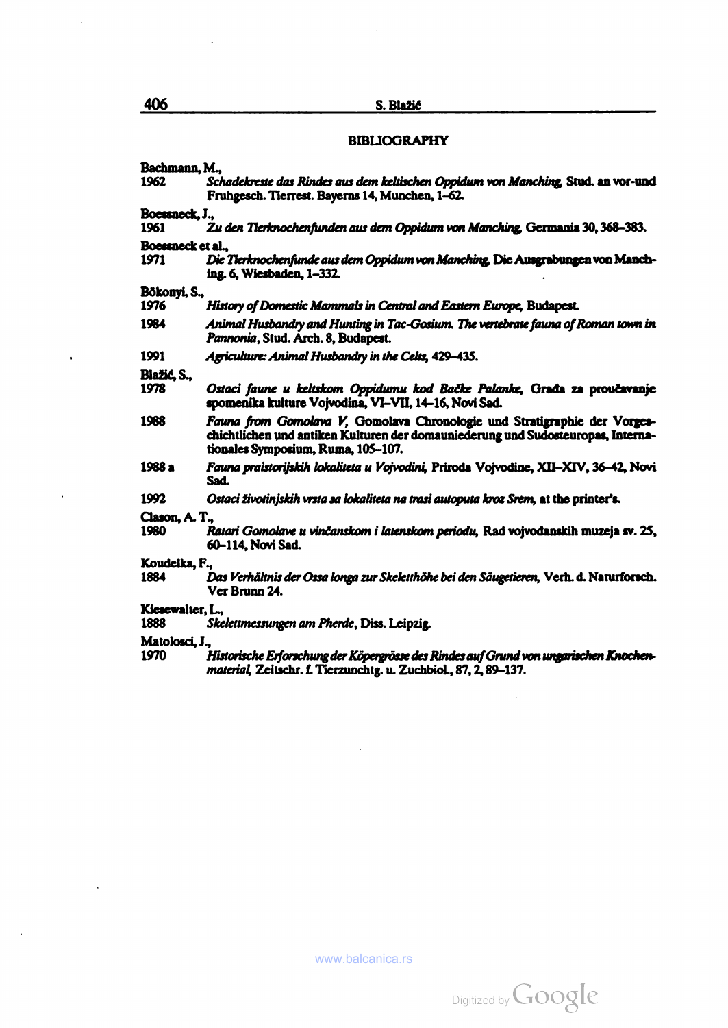## BIBLIOGRAPHY

Bachmann, M.,

1962 *Schadelreste das Rindes aus dem keltischen Oppidum von Manching*, Stud. an vor-und Fruhgesch. Tierrest. Bayerns 14, Munchen, 1–62.

Boessneck, J.,

1961 *Zu den Tierknochenfunden aus dem Oppidum von Manching*, Germania 30, 368–383.

Boessneck et al.,

1971 *Die Tierknochenfunde aus dem Oppidum von Manching*, Die Ausgrabungen von Manching. 6, Wiesbaden, 1–332.

Bőkonyi, S.,

1976 *History of Domestic Mammals in Central and Eastern Europe*, Budapest.

1984 *Animal Husbandry and Hunting in Tac-Gosium. The vertebrate fauna of Roman town in Pannonia*, Stud. Arch. 8, Budapest.

1991 *Agriculture: Animal Husbandry in the Celts*, 429–435.

Blažić, S.,

1978 *Ostaci faune u keltskom Oppidumu kod Bačke Palanke*, Građa za proučavanje spomenika kulture Vojvodina, VI–VII, 14–16, Novi Sad.

1988 *Fauna from Gomolava V*, Gomolava Chronologie und Stratigraphie der Vorgeschichtlichen und antiken Kulturen der domauniederung und Sudosteuropas, Internationales Symposium, Ruma, 105–107.

1988 a *Fauna praistorijskih lokaliteta u Vojvodini*, Priroda Vojvodine, XII–XIV, 36–42, Novi Sad.

1992 *Ostaci životinjskih vrsta sa lokaliteta na trasi autoputa kroz Srem*, at the printer's.

Clason, A. T.,

1980 *Ratari Gomolave u vinčanskom i latenskom periodu*, Rad vojvođanskih muzeja sv. 25, 60–114, Novi Sad.

Koudelka, F.,

1884 *Das Verhältnis der Ossa longa zur Skeletthöhe bei den Säugetieren*, Verh. d. Naturforsch. Ver Brunn 24.

Kiesewalter, L.,

1888 *Skelettmessungen am Pherde*, Diss. Leipzig.

Matolosci, J.,

1970 *Historische Erforschung der Köpergrösse des Rindes auf Grund von ungarischen Knochenmaterial*, Zeitschr. f. Tierzunchtg. u. Zuchbiol., 87, 2, 89–137.